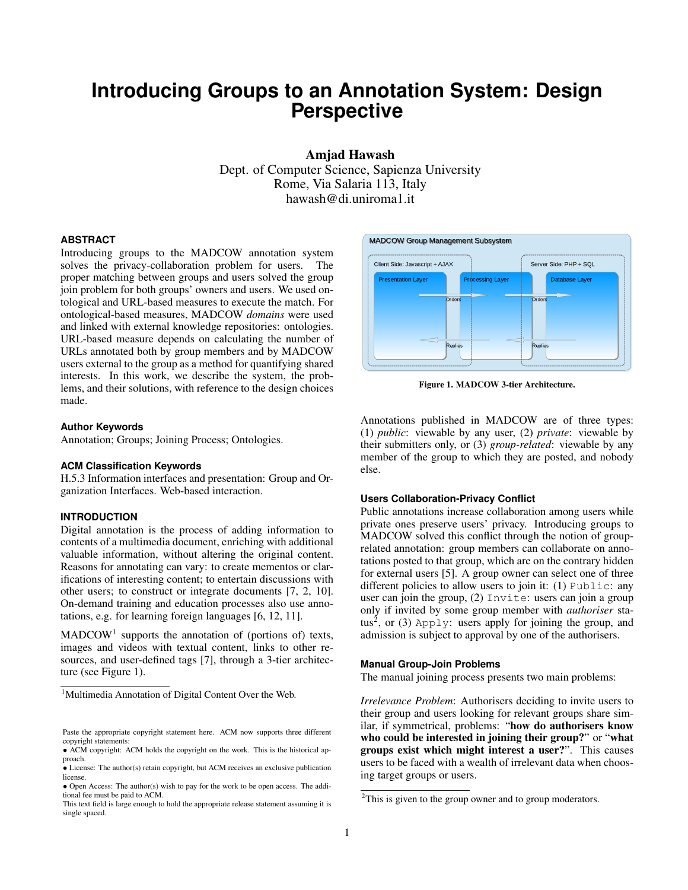# Introducing Groups to an Annotation System: Design Perspective

**Amjad Hawash**
Dept. of Computer Science, Sapienza University
Rome, Via Salaria 113, Italy
hawash@di.uniroma1.it

## ABSTRACT

Introducing groups to the MADCOW annotation system solves the privacy-collaboration problem for users. The proper matching between groups and users solved the group join problem for both groups' owners and users. We used ontological and URL-based measures to execute the match. For ontological-based measures, MADCOW *domains* were used and linked with external knowledge repositories: ontologies. URL-based measure depends on calculating the number of URLs annotated both by group members and by MADCOW users external to the group as a method for quantifying shared interests. In this work, we describe the system, the problems, and their solutions, with reference to the design choices made.

### Author Keywords

Annotation; Groups; Joining Process; Ontologies.

### ACM Classification Keywords

H.5.3 Information interfaces and presentation: Group and Organization Interfaces. Web-based interaction.

## INTRODUCTION

Digital annotation is the process of adding information to contents of a multimedia document, enriching with additional valuable information, without altering the original content. Reasons for annotating can vary: to create mementos or clarifications of interesting content; to entertain discussions with other users; to construct or integrate documents [7, 2, 10]. On-demand training and education processes also use annotations, e.g. for learning foreign languages [6, 12, 11].

MADCOW[1] supports the annotation of (portions of) texts, images and videos with textual content, links to other resources, and user-defined tags [7], through a 3-tier architecture (see Figure 1).

[1] Multimedia Annotation of Digital Content Over the Web.

Paste the appropriate copyright statement here. ACM now supports three different copyright statements:
• ACM copyright: ACM holds the copyright on the work. This is the historical approach.
• License: The author(s) retain copyright, but ACM receives an exclusive publication license.
• Open Access: The author(s) wish to pay for the work to be open access. The additional fee must be paid to ACM.
This text field is large enough to hold the appropriate release statement assuming it is single spaced.

MADCOW Group Management Subsystem

Client Side: Javascript + AJAX — Server Side: PHP + SQL

Presentation Layer — Processing Layer — Database Layer (Orders / Replies)

**Figure 1. MADCOW 3-tier Architecture.**

Annotations published in MADCOW are of three types: (1) *public*: viewable by any user, (2) *private*: viewable by their submitters only, or (3) *group-related*: viewable by any member of the group to which they are posted, and nobody else.

### Users Collaboration-Privacy Conflict

Public annotations increase collaboration among users while private ones preserve users' privacy. Introducing groups to MADCOW solved this conflict through the notion of group-related annotation: group members can collaborate on annotations posted to that group, which are on the contrary hidden for external users [5]. A group owner can select one of three different policies to allow users to join it: (1) `Public`: any user can join the group, (2) `Invite`: users can join a group only if invited by some group member with *authoriser* status[2], or (3) `Apply`: users apply for joining the group, and admission is subject to approval by one of the authorisers.

### Manual Group-Join Problems

The manual joining process presents two main problems:

*Irrelevance Problem*: Authorisers deciding to invite users to their group and users looking for relevant groups share similar, if symmetrical, problems: "**how do authorisers know who could be interested in joining their group?**" or "**what groups exist which might interest a user?**". This causes users to be faced with a wealth of irrelevant data when choosing target groups or users.

[2] This is given to the group owner and to group moderators.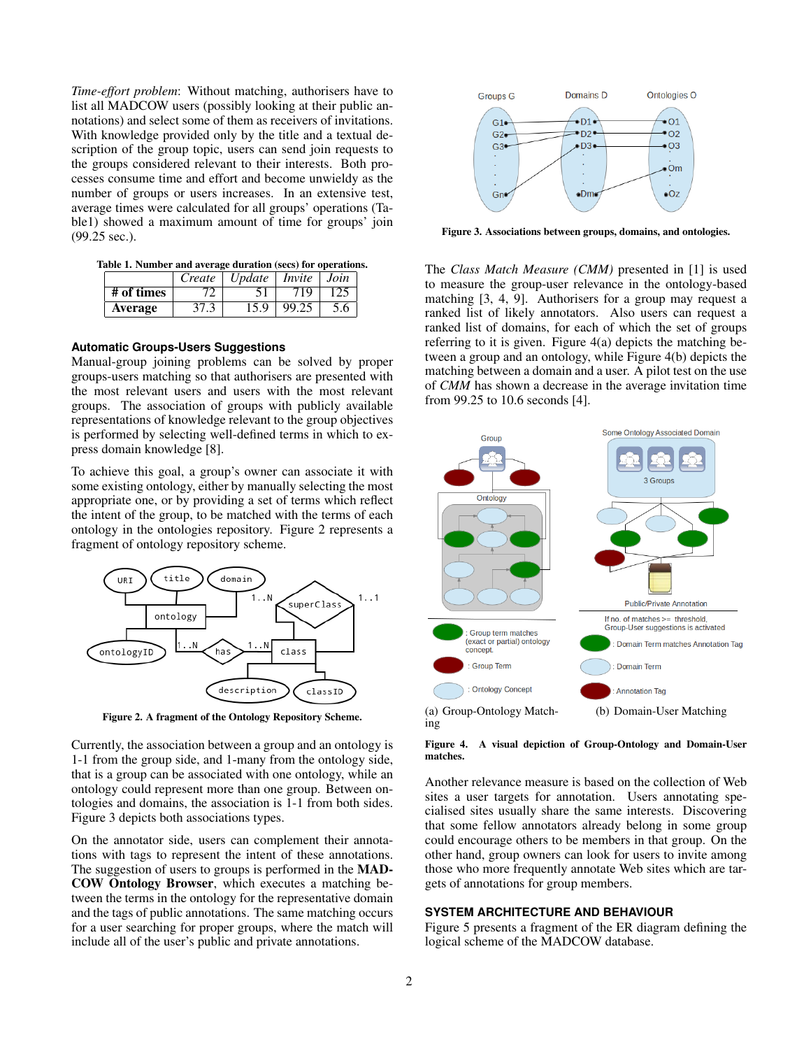*Time-effort problem*: Without matching, authorisers have to list all MADCOW users (possibly looking at their public annotations) and select some of them as receivers of invitations. With knowledge provided only by the title and a textual description of the group topic, users can send join requests to the groups considered relevant to their interests. Both processes consume time and effort and become unwieldy as the number of groups or users increases. In an extensive test, average times were calculated for all groups' operations (Table1) showed a maximum amount of time for groups' join (99.25 sec.).

**Table 1. Number and average duration (secs) for operations.**

| | *Create* | *Update* | *Invite* | *Join* |
|---|---|---|---|---|
| **# of times** | 72 | 51 | 719 | 125 |
| **Average** | 37.3 | 15.9 | 99.25 | 5.6 |

### Automatic Groups-Users Suggestions

Manual-group joining problems can be solved by proper groups-users matching so that authorisers are presented with the most relevant users and users with the most relevant groups. The association of groups with publicly available representations of knowledge relevant to the group objectives is performed by selecting well-defined terms in which to express domain knowledge [8].

To achieve this goal, a group's owner can associate it with some existing ontology, either by manually selecting the most appropriate one, or by providing a set of terms which reflect the intent of the group, to be matched with the terms of each ontology in the ontologies repository. Figure 2 represents a fragment of ontology repository scheme.

URI
title
domain
ontology
1..N
superClass
1..1
ontologyID
1..N
has
1..N
class
description
classID

**Figure 2. A fragment of the Ontology Repository Scheme.**

Currently, the association between a group and an ontology is 1-1 from the group side, and 1-many from the ontology side, that is a group can be associated with one ontology, while an ontology could represent more than one group. Between ontologies and domains, the association is 1-1 from both sides. Figure 3 depicts both associations types.

On the annotator side, users can complement their annotations with tags to represent the intent of these annotations. The suggestion of users to groups is performed in the **MADCOW Ontology Browser**, which executes a matching between the terms in the ontology for the representative domain and the tags of public annotations. The same matching occurs for a user searching for proper groups, where the match will include all of the user's public and private annotations.

Groups G
Domains D
Ontologies O
G1
G2
G3
Gn
D1
D2
D3
Dm
O1
O2
O3
Om
Oz

**Figure 3. Associations between groups, domains, and ontologies.**

The *Class Match Measure (CMM)* presented in [1] is used to measure the group-user relevance in the ontology-based matching [3, 4, 9]. Authorisers for a group may request a ranked list of likely annotators. Also users can request a ranked list of domains, for each of which the set of groups referring to it is given. Figure 4(a) depicts the matching between a group and an ontology, while Figure 4(b) depicts the matching between a domain and a user. A pilot test on the use of *CMM* has shown a decrease in the average invitation time from 99.25 to 10.6 seconds [4].

Group
Ontology
: Group term matches (exact or partial) ontology concept.
: Group Term
: Ontology Concept

Some Ontology Associated Domain
3 Groups
Public/Private Annotation
If no. of matches >= threshold, Group-User suggestions is activated
: Domain Term matches Annotation Tag
: Domain Term
: Annotation Tag

(a) Group-Ontology Matching

(b) Domain-User Matching

**Figure 4. A visual depiction of Group-Ontology and Domain-User matches.**

Another relevance measure is based on the collection of Web sites a user targets for annotation. Users annotating specialised sites usually share the same interests. Discovering that some fellow annotators already belong in some group could encourage others to be members in that group. On the other hand, group owners can look for users to invite among those who more frequently annotate Web sites which are targets of annotations for group members.

### SYSTEM ARCHITECTURE AND BEHAVIOUR

Figure 5 presents a fragment of the ER diagram defining the logical scheme of the MADCOW database.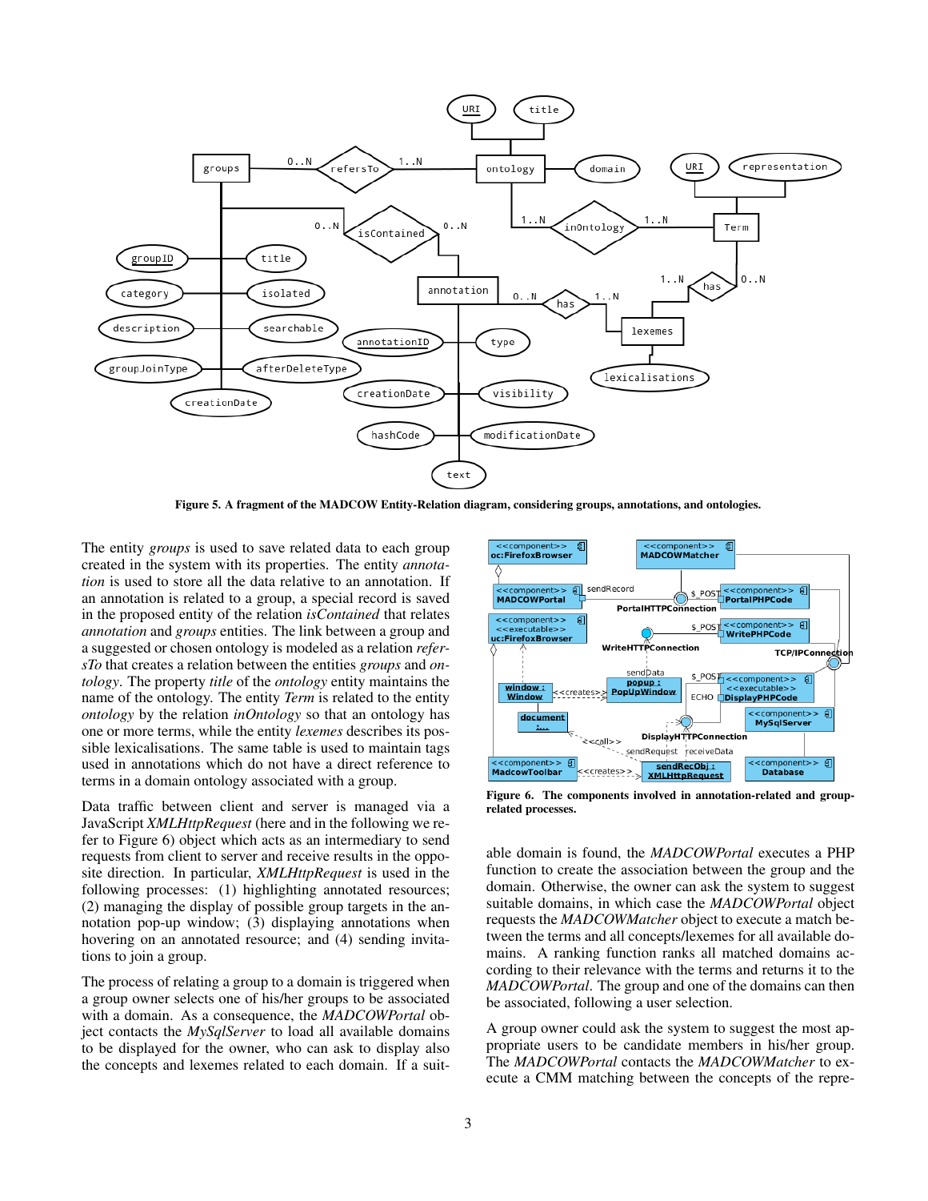**Figure 5. A fragment of the MADCOW Entity-Relation diagram, considering groups, annotations, and ontologies.**

The entity *groups* is used to save related data to each group created in the system with its properties. The entity *annotation* is used to store all the data relative to an annotation. If an annotation is related to a group, a special record is saved in the proposed entity of the relation *isContained* that relates *annotation* and *groups* entities. The link between a group and a suggested or chosen ontology is modeled as a relation *refersTo* that creates a relation between the entities *groups* and *ontology*. The property *title* of the *ontology* entity maintains the name of the ontology. The entity *Term* is related to the entity *ontology* by the relation *inOntology* so that an ontology has one or more terms, while the entity *lexemes* describes its possible lexicalisations. The same table is used to maintain tags used in annotations which do not have a direct reference to terms in a domain ontology associated with a group.

Data traffic between client and server is managed via a JavaScript *XMLHttpRequest* (here and in the following we refer to Figure 6) object which acts as an intermediary to send requests from client to server and receive results in the opposite direction. In particular, *XMLHttpRequest* is used in the following processes: (1) highlighting annotated resources; (2) managing the display of possible group targets in the annotation pop-up window; (3) displaying annotations when hovering on an annotated resource; and (4) sending invitations to join a group.

The process of relating a group to a domain is triggered when a group owner selects one of his/her groups to be associated with a domain. As a consequence, the *MADCOWPortal* object contacts the *MySqlServer* to load all available domains to be displayed for the owner, who can ask to display also the concepts and lexemes related to each domain. If a suitable domain is found, the *MADCOWPortal* executes a PHP function to create the association between the group and the domain. Otherwise, the owner can ask the system to suggest suitable domains, in which case the *MADCOWPortal* object requests the *MADCOWMatcher* object to execute a match between the terms and all concepts/lexemes for all available domains. A ranking function ranks all matched domains according to their relevance with the terms and returns it to the *MADCOWPortal*. The group and one of the domains can then be associated, following a user selection.

**Figure 6. The components involved in annotation-related and group-related processes.**

A group owner could ask the system to suggest the most appropriate users to be candidate members in his/her group. The *MADCOWPortal* contacts the *MADCOWMatcher* to execute a CMM matching between the concepts of the repre-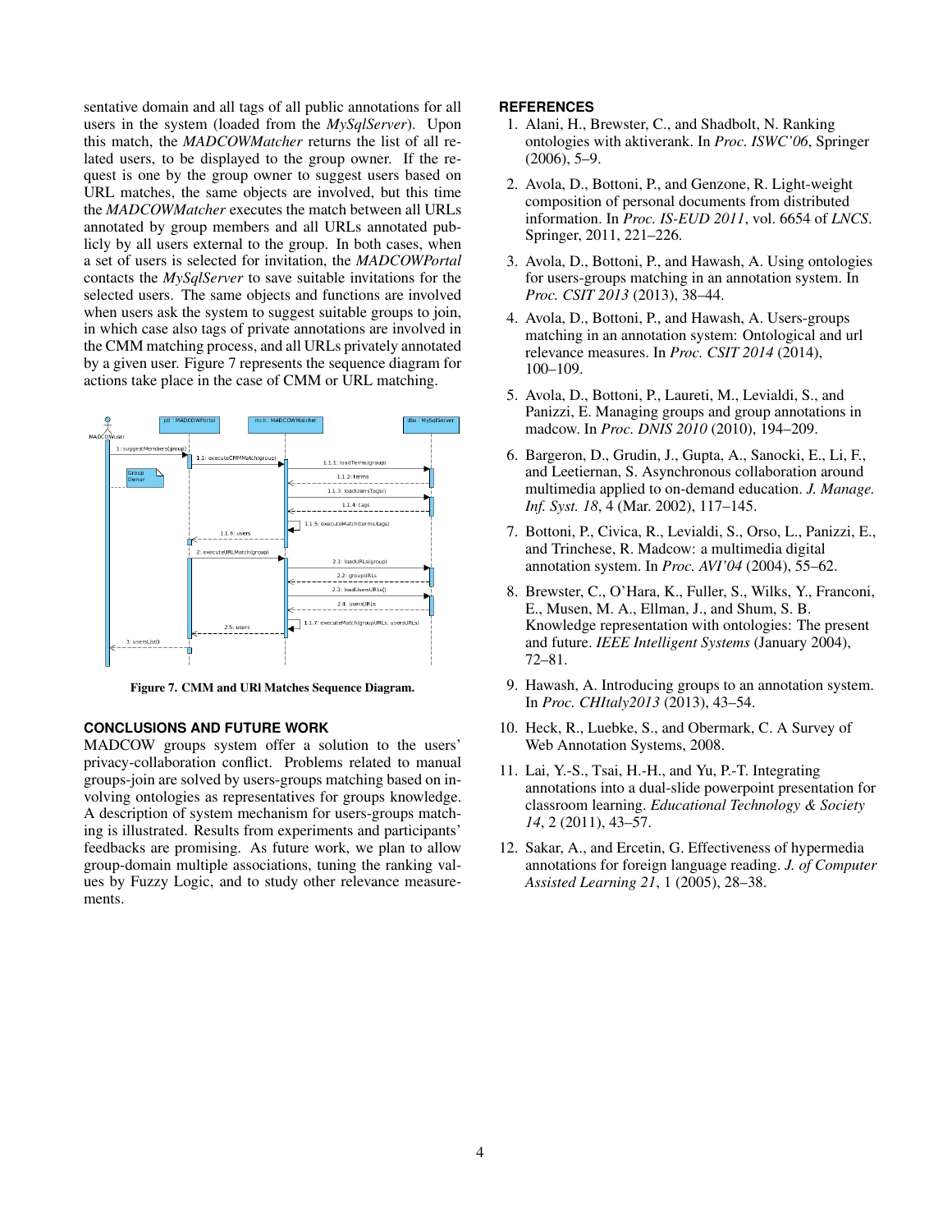sentative domain and all tags of all public annotations for all users in the system (loaded from the *MySqlServer*). Upon this match, the *MADCOWMatcher* returns the list of all related users, to be displayed to the group owner. If the request is one by the group owner to suggest users based on URL matches, the same objects are involved, but this time the *MADCOWMatcher* executes the match between all URLs annotated by group members and all URLs annotated publicly by all users external to the group. In both cases, when a set of users is selected for invitation, the *MADCOWPortal* contacts the *MySqlServer* to save suitable invitations for the selected users. The same objects and functions are involved when users ask the system to suggest suitable groups to join, in which case also tags of private annotations are involved in the CMM matching process, and all URLs privately annotated by a given user. Figure 7 represents the sequence diagram for actions take place in the case of CMM or URL matching.

MADCOWuser
p0 : MADCOWPortal
mch : MADCOWMatcher
dbs : MySqlServer
Group Owner
1: suggestMembers(group)
1.1: executeCMMMatch(group)
1.1.1: loadTerms(group)
1.1.2: terms
1.1.3: loadUsersTags()
1.1.4: tags
1.1.5: executeMatch(terms,tags)
1.1.6: users
2: executeURLMatch(group)
2.1: loadURLs(group)
2.2: groupURLs
2.3: loadUsersURLs()
2.4: usersURLs
1.1.7: executeMatch(groupURLs, usersURLs)
2.5: users
3: usersList()

**Figure 7. CMM and URl Matches Sequence Diagram.**

## CONCLUSIONS AND FUTURE WORK

MADCOW groups system offer a solution to the users' privacy-collaboration conflict. Problems related to manual groups-join are solved by users-groups matching based on involving ontologies as representatives for groups knowledge. A description of system mechanism for users-groups matching is illustrated. Results from experiments and participants' feedbacks are promising. As future work, we plan to allow group-domain multiple associations, tuning the ranking values by Fuzzy Logic, and to study other relevance measurements.

## REFERENCES

1. Alani, H., Brewster, C., and Shadbolt, N. Ranking ontologies with aktiverank. In *Proc. ISWC'06*, Springer (2006), 5–9.
2. Avola, D., Bottoni, P., and Genzone, R. Light-weight composition of personal documents from distributed information. In *Proc. IS-EUD 2011*, vol. 6654 of *LNCS*. Springer, 2011, 221–226.
3. Avola, D., Bottoni, P., and Hawash, A. Using ontologies for users-groups matching in an annotation system. In *Proc. CSIT 2013* (2013), 38–44.
4. Avola, D., Bottoni, P., and Hawash, A. Users-groups matching in an annotation system: Ontological and url relevance measures. In *Proc. CSIT 2014* (2014), 100–109.
5. Avola, D., Bottoni, P., Laureti, M., Levialdi, S., and Panizzi, E. Managing groups and group annotations in madcow. In *Proc. DNIS 2010* (2010), 194–209.
6. Bargeron, D., Grudin, J., Gupta, A., Sanocki, E., Li, F., and Leetiernan, S. Asynchronous collaboration around multimedia applied to on-demand education. *J. Manage. Inf. Syst. 18*, 4 (Mar. 2002), 117–145.
7. Bottoni, P., Civica, R., Levialdi, S., Orso, L., Panizzi, E., and Trinchese, R. Madcow: a multimedia digital annotation system. In *Proc. AVI'04* (2004), 55–62.
8. Brewster, C., O'Hara, K., Fuller, S., Wilks, Y., Franconi, E., Musen, M. A., Ellman, J., and Shum, S. B. Knowledge representation with ontologies: The present and future. *IEEE Intelligent Systems* (January 2004), 72–81.
9. Hawash, A. Introducing groups to an annotation system. In *Proc. CHItaly2013* (2013), 43–54.
10. Heck, R., Luebke, S., and Obermark, C. A Survey of Web Annotation Systems, 2008.
11. Lai, Y.-S., Tsai, H.-H., and Yu, P.-T. Integrating annotations into a dual-slide powerpoint presentation for classroom learning. *Educational Technology & Society 14*, 2 (2011), 43–57.
12. Sakar, A., and Ercetin, G. Effectiveness of hypermedia annotations for foreign language reading. *J. of Computer Assisted Learning 21*, 1 (2005), 28–38.